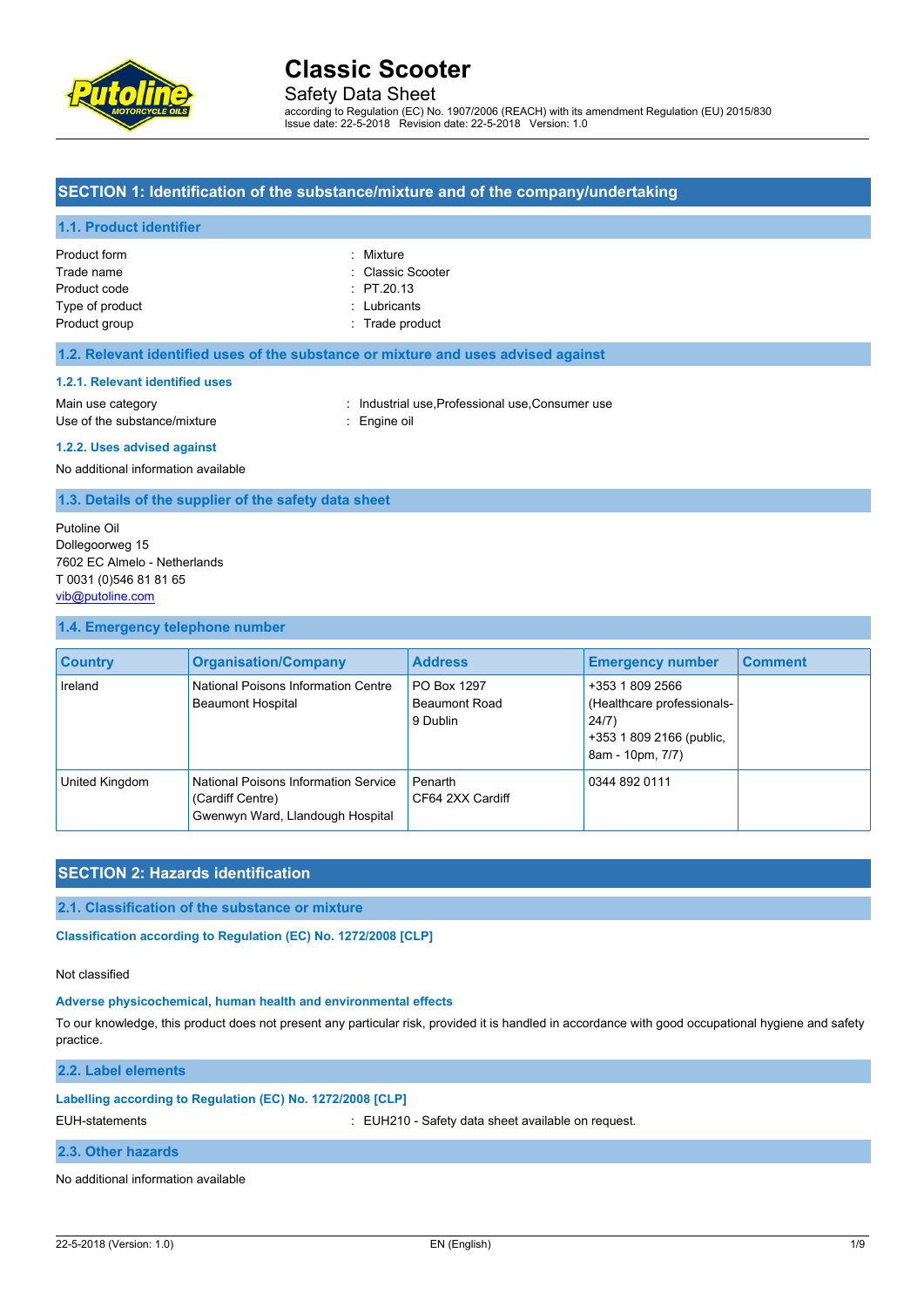# Classic Scooter

Safety Data Sheet

according to Regulation (EC) No. 1907/2006 (REACH) with its amendment Regulation (EU) 2015/830
Issue date: 22-5-2018 Revision date: 22-5-2018 Version: 1.0

## SECTION 1: Identification of the substance/mixture and of the company/undertaking

### 1.1. Product identifier

Product form : Mixture
Trade name : Classic Scooter
Product code : PT.20.13
Type of product : Lubricants
Product group : Trade product

### 1.2. Relevant identified uses of the substance or mixture and uses advised against

#### 1.2.1. Relevant identified uses

Main use category : Industrial use,Professional use,Consumer use
Use of the substance/mixture : Engine oil

#### 1.2.2. Uses advised against

No additional information available

### 1.3. Details of the supplier of the safety data sheet

Putoline Oil
Dollegoorweg 15
7602 EC Almelo - Netherlands
T 0031 (0)546 81 81 65
vib@putoline.com

### 1.4. Emergency telephone number

| Country | Organisation/Company | Address | Emergency number | Comment |
|---|---|---|---|---|
| Ireland | National Poisons Information Centre Beaumont Hospital | PO Box 1297 Beaumont Road 9 Dublin | +353 1 809 2566 (Healthcare professionals-24/7) +353 1 809 2166 (public, 8am - 10pm, 7/7) | |
| United Kingdom | National Poisons Information Service (Cardiff Centre) Gwenwyn Ward, Llandough Hospital | Penarth CF64 2XX Cardiff | 0344 892 0111 | |

## SECTION 2: Hazards identification

### 2.1. Classification of the substance or mixture

#### Classification according to Regulation (EC) No. 1272/2008 [CLP]

Not classified

#### Adverse physicochemical, human health and environmental effects

To our knowledge, this product does not present any particular risk, provided it is handled in accordance with good occupational hygiene and safety practice.

### 2.2. Label elements

#### Labelling according to Regulation (EC) No. 1272/2008 [CLP]

EUH-statements : EUH210 - Safety data sheet available on request.

### 2.3. Other hazards

No additional information available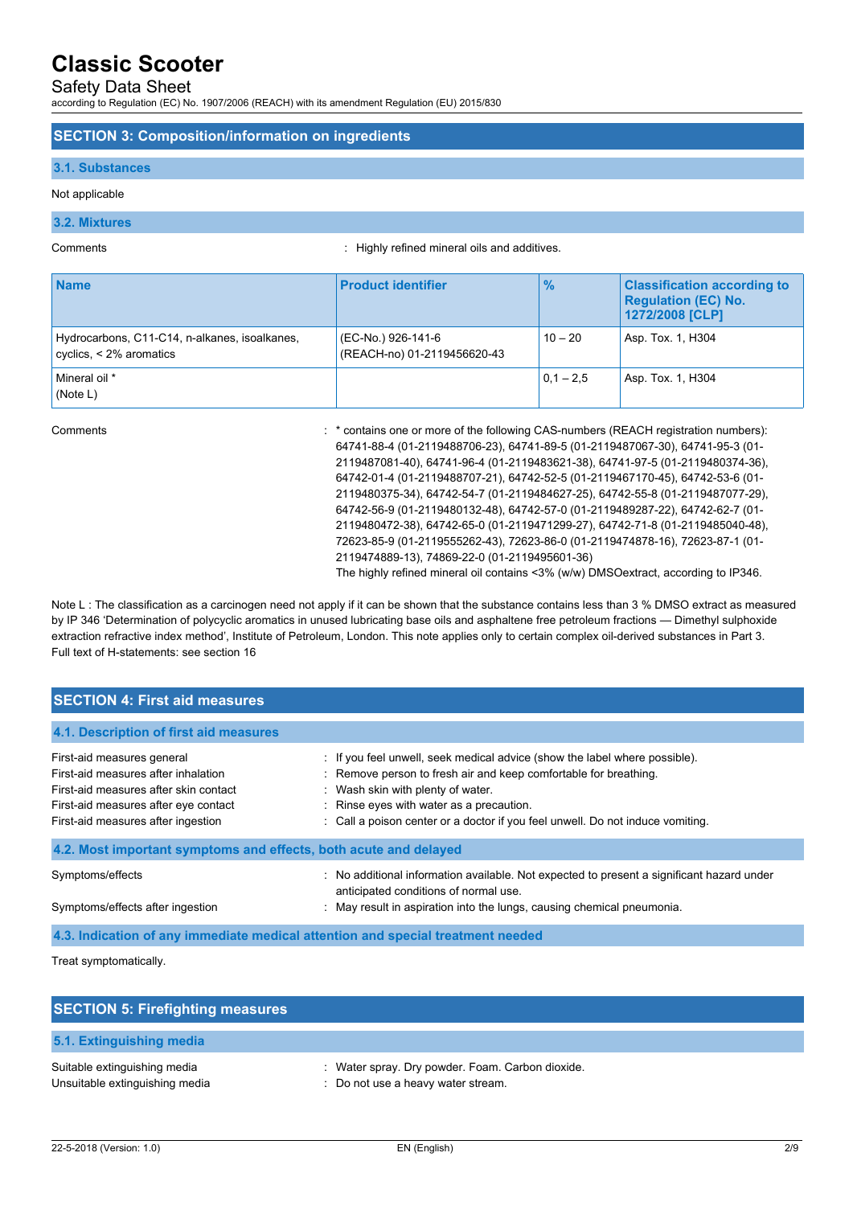# Classic Scooter

Safety Data Sheet

according to Regulation (EC) No. 1907/2006 (REACH) with its amendment Regulation (EU) 2015/830

## SECTION 3: Composition/information on ingredients

### 3.1. Substances

Not applicable

### 3.2. Mixtures

Comments : Highly refined mineral oils and additives.

| Name | Product identifier | % | Classification according to Regulation (EC) No. 1272/2008 [CLP] |
|---|---|---|---|
| Hydrocarbons, C11-C14, n-alkanes, isoalkanes, cyclics, < 2% aromatics | (EC-No.) 926-141-6<br>(REACH-no) 01-2119456620-43 | 10 – 20 | Asp. Tox. 1, H304 |
| Mineral oil *<br>(Note L) | | 0,1 – 2,5 | Asp. Tox. 1, H304 |

Comments : * contains one or more of the following CAS-numbers (REACH registration numbers): 64741-88-4 (01-2119488706-23), 64741-89-5 (01-2119487067-30), 64741-95-3 (01-2119487081-40), 64741-96-4 (01-2119483621-38), 64741-97-5 (01-2119480374-36), 64742-01-4 (01-2119488707-21), 64742-52-5 (01-2119467170-45), 64742-53-6 (01-2119480375-34), 64742-54-7 (01-2119484627-25), 64742-55-8 (01-2119487077-29), 64742-56-9 (01-2119480132-48), 64742-57-0 (01-2119489287-22), 64742-62-7 (01-2119480472-38), 64742-65-0 (01-2119471299-27), 64742-71-8 (01-2119485040-48), 72623-85-9 (01-2119555262-43), 72623-86-0 (01-2119474878-16), 72623-87-1 (01-2119474889-13), 74869-22-0 (01-2119495601-36)
The highly refined mineral oil contains <3% (w/w) DMSOextract, according to IP346.

Note L : The classification as a carcinogen need not apply if it can be shown that the substance contains less than 3 % DMSO extract as measured by IP 346 'Determination of polycyclic aromatics in unused lubricating base oils and asphaltene free petroleum fractions — Dimethyl sulphoxide extraction refractive index method', Institute of Petroleum, London. This note applies only to certain complex oil-derived substances in Part 3.
Full text of H-statements: see section 16

## SECTION 4: First aid measures

### 4.1. Description of first aid measures

First-aid measures general : If you feel unwell, seek medical advice (show the label where possible).
First-aid measures after inhalation : Remove person to fresh air and keep comfortable for breathing.
First-aid measures after skin contact : Wash skin with plenty of water.
First-aid measures after eye contact : Rinse eyes with water as a precaution.
First-aid measures after ingestion : Call a poison center or a doctor if you feel unwell. Do not induce vomiting.

### 4.2. Most important symptoms and effects, both acute and delayed

Symptoms/effects : No additional information available. Not expected to present a significant hazard under anticipated conditions of normal use.
Symptoms/effects after ingestion : May result in aspiration into the lungs, causing chemical pneumonia.

### 4.3. Indication of any immediate medical attention and special treatment needed

Treat symptomatically.

## SECTION 5: Firefighting measures

### 5.1. Extinguishing media

Suitable extinguishing media : Water spray. Dry powder. Foam. Carbon dioxide.
Unsuitable extinguishing media : Do not use a heavy water stream.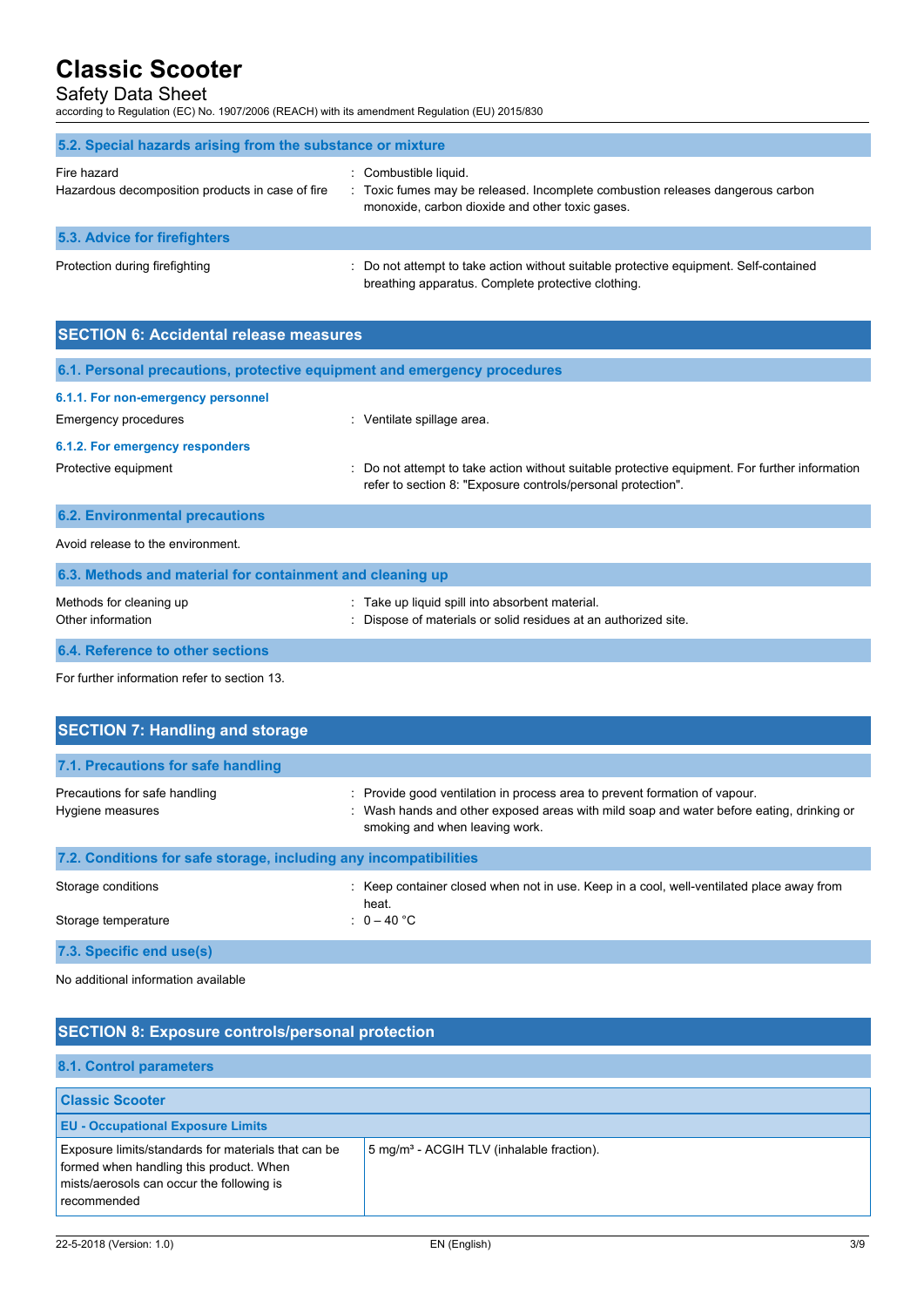### 5.2. Special hazards arising from the substance or mixture

| | |
|---|---|
| Fire hazard | : Combustible liquid. |
| Hazardous decomposition products in case of fire | : Toxic fumes may be released. Incomplete combustion releases dangerous carbon monoxide, carbon dioxide and other toxic gases. |

### 5.3. Advice for firefighters

| | |
|---|---|
| Protection during firefighting | : Do not attempt to take action without suitable protective equipment. Self-contained breathing apparatus. Complete protective clothing. |

## SECTION 6: Accidental release measures

### 6.1. Personal precautions, protective equipment and emergency procedures

#### 6.1.1. For non-emergency personnel

| | |
|---|---|
| Emergency procedures | : Ventilate spillage area. |

#### 6.1.2. For emergency responders

| | |
|---|---|
| Protective equipment | : Do not attempt to take action without suitable protective equipment. For further information refer to section 8: "Exposure controls/personal protection". |

### 6.2. Environmental precautions

Avoid release to the environment.

### 6.3. Methods and material for containment and cleaning up

| | |
|---|---|
| Methods for cleaning up | : Take up liquid spill into absorbent material. |
| Other information | : Dispose of materials or solid residues at an authorized site. |

### 6.4. Reference to other sections

For further information refer to section 13.

## SECTION 7: Handling and storage

### 7.1. Precautions for safe handling

| | |
|---|---|
| Precautions for safe handling | : Provide good ventilation in process area to prevent formation of vapour. |
| Hygiene measures | : Wash hands and other exposed areas with mild soap and water before eating, drinking or smoking and when leaving work. |

### 7.2. Conditions for safe storage, including any incompatibilities

| | |
|---|---|
| Storage conditions | : Keep container closed when not in use. Keep in a cool, well-ventilated place away from heat. |
| Storage temperature | : 0 – 40 °C |

### 7.3. Specific end use(s)

No additional information available

## SECTION 8: Exposure controls/personal protection

### 8.1. Control parameters

| Classic Scooter | |
|---|---|
| **EU - Occupational Exposure Limits** | |
| Exposure limits/standards for materials that can be formed when handling this product. When mists/aerosols can occur the following is recommended | 5 mg/m³ - ACGIH TLV (inhalable fraction). |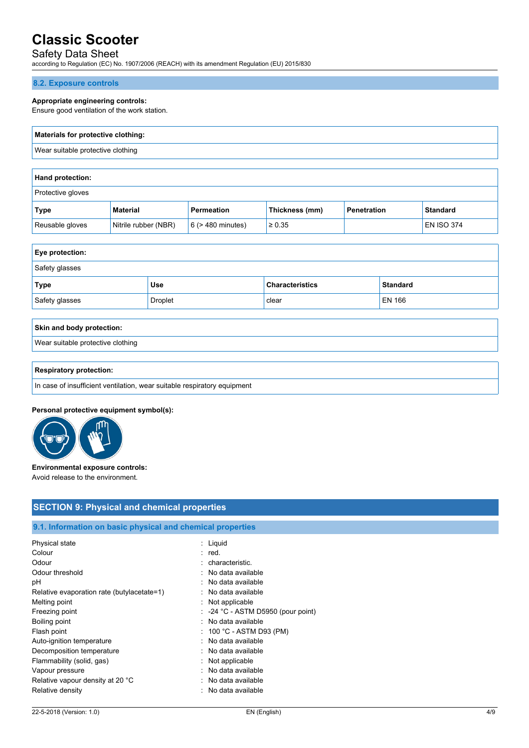### 8.2. Exposure controls

**Appropriate engineering controls:**
Ensure good ventilation of the work station.

| **Materials for protective clothing:** |
|---|
| Wear suitable protective clothing |

**Hand protection:**

Protective gloves

| Type | Material | Permeation | Thickness (mm) | Penetration | Standard |
|---|---|---|---|---|---|
| Reusable gloves | Nitrile rubber (NBR) | 6 (> 480 minutes) | ≥ 0.35 | | EN ISO 374 |

**Eye protection:**

Safety glasses

| Type | Use | Characteristics | Standard |
|---|---|---|---|
| Safety glasses | Droplet | clear | EN 166 |

| **Skin and body protection:** |
|---|
| Wear suitable protective clothing |

| **Respiratory protection:** |
|---|
| In case of insufficient ventilation, wear suitable respiratory equipment |

**Personal protective equipment symbol(s):**

**Environmental exposure controls:**
Avoid release to the environment.

## SECTION 9: Physical and chemical properties

### 9.1. Information on basic physical and chemical properties

| | |
|---|---|
| Physical state | : Liquid |
| Colour | : red. |
| Odour | : characteristic. |
| Odour threshold | : No data available |
| pH | : No data available |
| Relative evaporation rate (butylacetate=1) | : No data available |
| Melting point | : Not applicable |
| Freezing point | : -24 °C - ASTM D5950 (pour point) |
| Boiling point | : No data available |
| Flash point | : 100 °C - ASTM D93 (PM) |
| Auto-ignition temperature | : No data available |
| Decomposition temperature | : No data available |
| Flammability (solid, gas) | : Not applicable |
| Vapour pressure | : No data available |
| Relative vapour density at 20 °C | : No data available |
| Relative density | : No data available |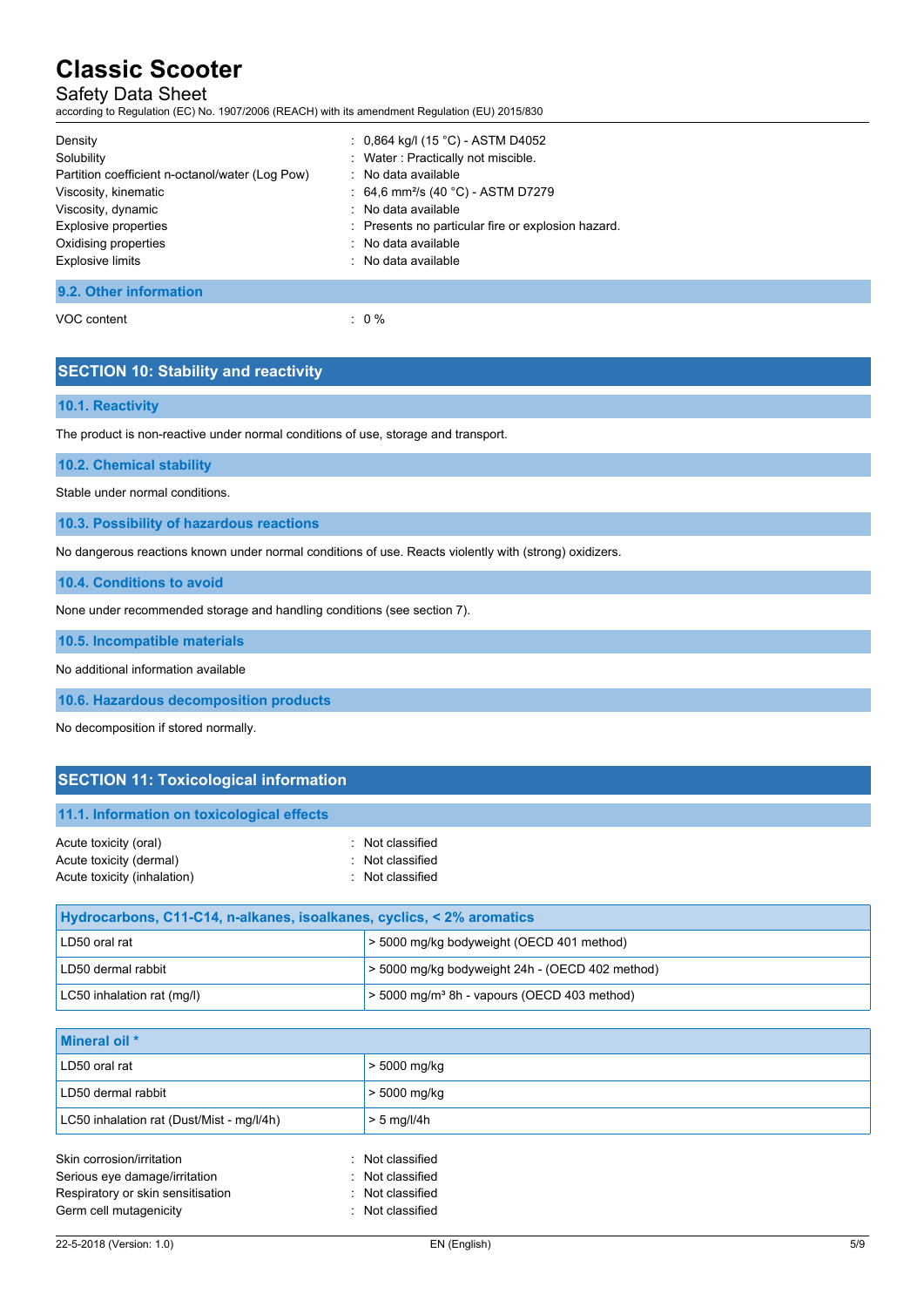| | |
|---|---|
| Density | : 0,864 kg/l (15 °C) - ASTM D4052 |
| Solubility | : Water : Practically not miscible. |
| Partition coefficient n-octanol/water (Log Pow) | : No data available |
| Viscosity, kinematic | : 64,6 mm²/s (40 °C) - ASTM D7279 |
| Viscosity, dynamic | : No data available |
| Explosive properties | : Presents no particular fire or explosion hazard. |
| Oxidising properties | : No data available |
| Explosive limits | : No data available |

### 9.2. Other information

VOC content : 0 %

## SECTION 10: Stability and reactivity

### 10.1. Reactivity

The product is non-reactive under normal conditions of use, storage and transport.

### 10.2. Chemical stability

Stable under normal conditions.

### 10.3. Possibility of hazardous reactions

No dangerous reactions known under normal conditions of use. Reacts violently with (strong) oxidizers.

### 10.4. Conditions to avoid

None under recommended storage and handling conditions (see section 7).

### 10.5. Incompatible materials

No additional information available

### 10.6. Hazardous decomposition products

No decomposition if stored normally.

## SECTION 11: Toxicological information

### 11.1. Information on toxicological effects

| | |
|---|---|
| Acute toxicity (oral) | : Not classified |
| Acute toxicity (dermal) | : Not classified |
| Acute toxicity (inhalation) | : Not classified |

| Hydrocarbons, C11-C14, n-alkanes, isoalkanes, cyclics, < 2% aromatics | |
|---|---|
| LD50 oral rat | > 5000 mg/kg bodyweight (OECD 401 method) |
| LD50 dermal rabbit | > 5000 mg/kg bodyweight 24h - (OECD 402 method) |
| LC50 inhalation rat (mg/l) | > 5000 mg/m³ 8h - vapours (OECD 403 method) |

| Mineral oil * | |
|---|---|
| LD50 oral rat | > 5000 mg/kg |
| LD50 dermal rabbit | > 5000 mg/kg |
| LC50 inhalation rat (Dust/Mist - mg/l/4h) | > 5 mg/l/4h |

| | |
|---|---|
| Skin corrosion/irritation | : Not classified |
| Serious eye damage/irritation | : Not classified |
| Respiratory or skin sensitisation | : Not classified |
| Germ cell mutagenicity | : Not classified |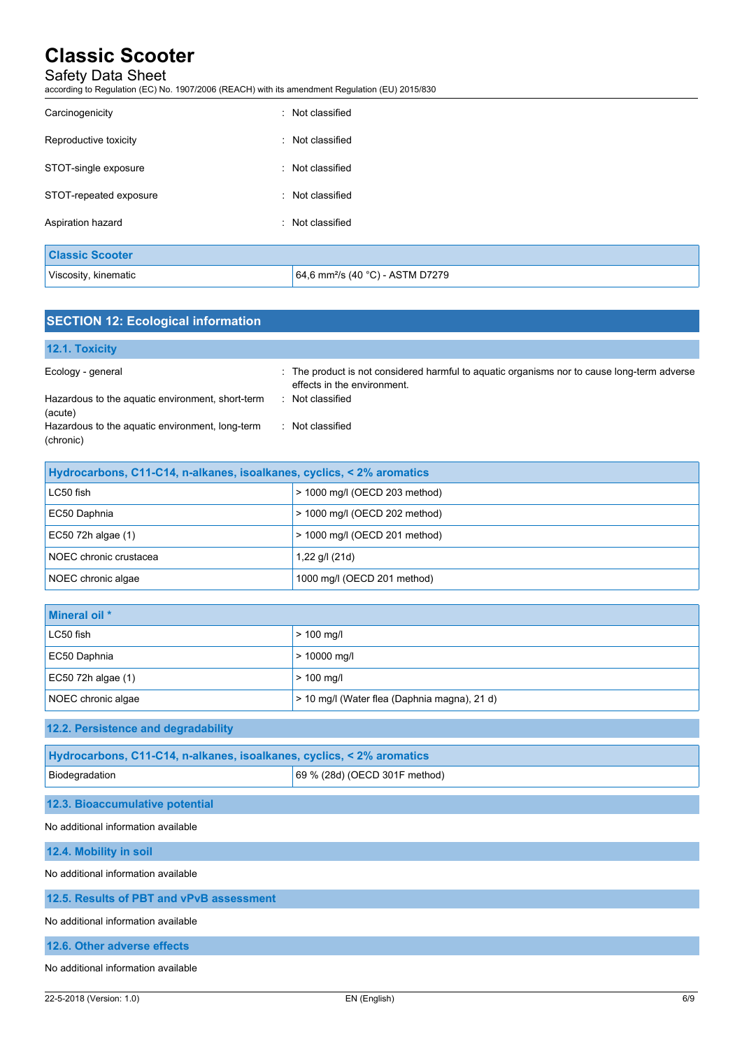| | |
|---|---|
| Carcinogenicity | : Not classified |
| Reproductive toxicity | : Not classified |
| STOT-single exposure | : Not classified |
| STOT-repeated exposure | : Not classified |
| Aspiration hazard | : Not classified |

| Classic Scooter | |
|---|---|
| Viscosity, kinematic | 64,6 mm²/s (40 °C) - ASTM D7279 |

## SECTION 12: Ecological information

### 12.1. Toxicity

| | |
|---|---|
| Ecology - general | : The product is not considered harmful to aquatic organisms nor to cause long-term adverse effects in the environment. |
| Hazardous to the aquatic environment, short-term (acute) | : Not classified |
| Hazardous to the aquatic environment, long-term (chronic) | : Not classified |

| Hydrocarbons, C11-C14, n-alkanes, isoalkanes, cyclics, < 2% aromatics | |
|---|---|
| LC50 fish | > 1000 mg/l (OECD 203 method) |
| EC50 Daphnia | > 1000 mg/l (OECD 202 method) |
| EC50 72h algae (1) | > 1000 mg/l (OECD 201 method) |
| NOEC chronic crustacea | 1,22 g/l (21d) |
| NOEC chronic algae | 1000 mg/l (OECD 201 method) |

| Mineral oil * | |
|---|---|
| LC50 fish | > 100 mg/l |
| EC50 Daphnia | > 10000 mg/l |
| EC50 72h algae (1) | > 100 mg/l |
| NOEC chronic algae | > 10 mg/l (Water flea (Daphnia magna), 21 d) |

### 12.2. Persistence and degradability

| Hydrocarbons, C11-C14, n-alkanes, isoalkanes, cyclics, < 2% aromatics | |
|---|---|
| Biodegradation | 69 % (28d) (OECD 301F method) |

### 12.3. Bioaccumulative potential

No additional information available

### 12.4. Mobility in soil

No additional information available

### 12.5. Results of PBT and vPvB assessment

No additional information available

### 12.6. Other adverse effects

No additional information available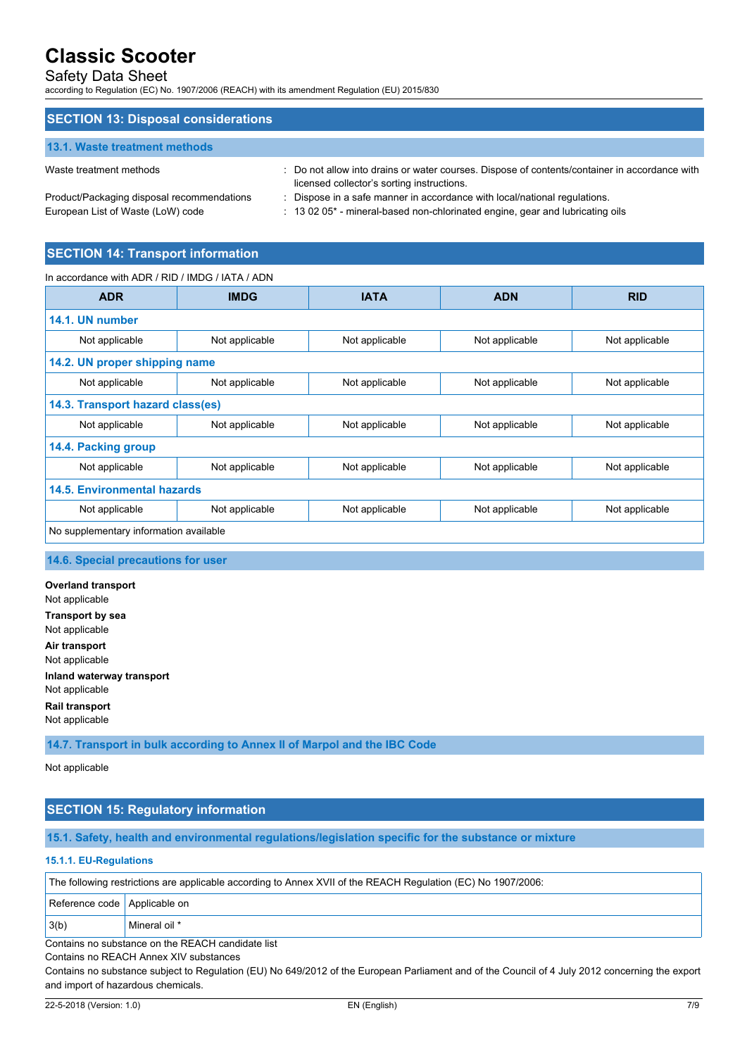## SECTION 13: Disposal considerations

### 13.1. Waste treatment methods

| | |
|---|---|
| Waste treatment methods | : Do not allow into drains or water courses. Dispose of contents/container in accordance with licensed collector's sorting instructions. |
| Product/Packaging disposal recommendations | : Dispose in a safe manner in accordance with local/national regulations. |
| European List of Waste (LoW) code | : 13 02 05* - mineral-based non-chlorinated engine, gear and lubricating oils |

## SECTION 14: Transport information

In accordance with ADR / RID / IMDG / IATA / ADN

| ADR | IMDG | IATA | ADN | RID |
|---|---|---|---|---|
| **14.1. UN number** | | | | |
| Not applicable | Not applicable | Not applicable | Not applicable | Not applicable |
| **14.2. UN proper shipping name** | | | | |
| Not applicable | Not applicable | Not applicable | Not applicable | Not applicable |
| **14.3. Transport hazard class(es)** | | | | |
| Not applicable | Not applicable | Not applicable | Not applicable | Not applicable |
| **14.4. Packing group** | | | | |
| Not applicable | Not applicable | Not applicable | Not applicable | Not applicable |
| **14.5. Environmental hazards** | | | | |
| Not applicable | Not applicable | Not applicable | Not applicable | Not applicable |
| No supplementary information available | | | | |

### 14.6. Special precautions for user

**Overland transport**
Not applicable

**Transport by sea**
Not applicable

**Air transport**
Not applicable

**Inland waterway transport**
Not applicable

**Rail transport**
Not applicable

### 14.7. Transport in bulk according to Annex II of Marpol and the IBC Code

Not applicable

## SECTION 15: Regulatory information

### 15.1. Safety, health and environmental regulations/legislation specific for the substance or mixture

#### 15.1.1. EU-Regulations

The following restrictions are applicable according to Annex XVII of the REACH Regulation (EC) No 1907/2006:

| Reference code | Applicable on |
|---|---|
| 3(b) | Mineral oil * |

Contains no substance on the REACH candidate list

Contains no REACH Annex XIV substances

Contains no substance subject to Regulation (EU) No 649/2012 of the European Parliament and of the Council of 4 July 2012 concerning the export and import of hazardous chemicals.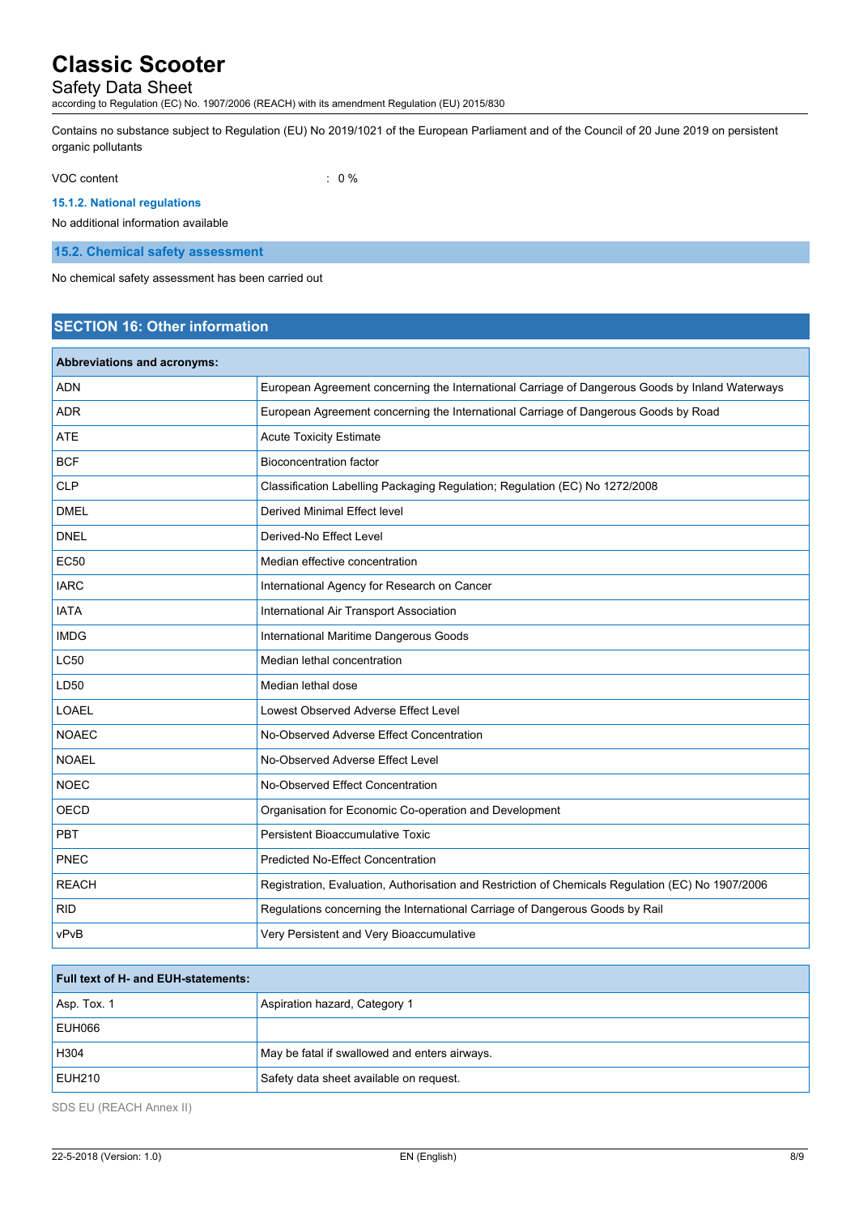Contains no substance subject to Regulation (EU) No 2019/1021 of the European Parliament and of the Council of 20 June 2019 on persistent organic pollutants

VOC content : 0 %

#### 15.1.2. National regulations

No additional information available

### 15.2. Chemical safety assessment

No chemical safety assessment has been carried out

## SECTION 16: Other information

| Abbreviations and acronyms: | |
|---|---|
| ADN | European Agreement concerning the International Carriage of Dangerous Goods by Inland Waterways |
| ADR | European Agreement concerning the International Carriage of Dangerous Goods by Road |
| ATE | Acute Toxicity Estimate |
| BCF | Bioconcentration factor |
| CLP | Classification Labelling Packaging Regulation; Regulation (EC) No 1272/2008 |
| DMEL | Derived Minimal Effect level |
| DNEL | Derived-No Effect Level |
| EC50 | Median effective concentration |
| IARC | International Agency for Research on Cancer |
| IATA | International Air Transport Association |
| IMDG | International Maritime Dangerous Goods |
| LC50 | Median lethal concentration |
| LD50 | Median lethal dose |
| LOAEL | Lowest Observed Adverse Effect Level |
| NOAEC | No-Observed Adverse Effect Concentration |
| NOAEL | No-Observed Adverse Effect Level |
| NOEC | No-Observed Effect Concentration |
| OECD | Organisation for Economic Co-operation and Development |
| PBT | Persistent Bioaccumulative Toxic |
| PNEC | Predicted No-Effect Concentration |
| REACH | Registration, Evaluation, Authorisation and Restriction of Chemicals Regulation (EC) No 1907/2006 |
| RID | Regulations concerning the International Carriage of Dangerous Goods by Rail |
| vPvB | Very Persistent and Very Bioaccumulative |

| Full text of H- and EUH-statements: | |
|---|---|
| Asp. Tox. 1 | Aspiration hazard, Category 1 |
| EUH066 | |
| H304 | May be fatal if swallowed and enters airways. |
| EUH210 | Safety data sheet available on request. |

SDS EU (REACH Annex II)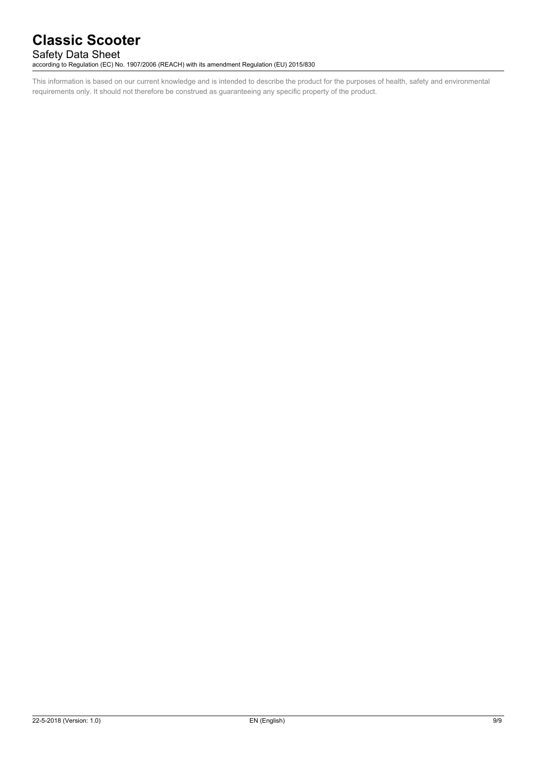This information is based on our current knowledge and is intended to describe the product for the purposes of health, safety and environmental requirements only. It should not therefore be construed as guaranteeing any specific property of the product.